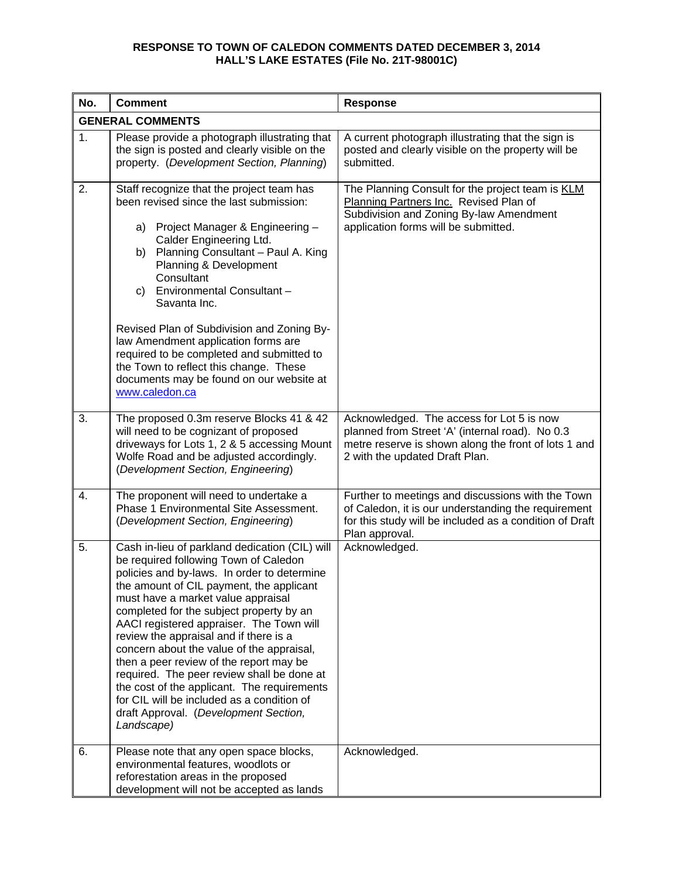**RESPONSE TO TOWN OF CALEDON COMMENTS DATED DECEMBER 3, 2014**
**HALL'S LAKE ESTATES (File No. 21T-98001C)**

| No. | Comment | Response |
|---|---|---|
| **GENERAL COMMENTS** | | |
| 1. | Please provide a photograph illustrating that the sign is posted and clearly visible on the property. (*Development Section, Planning*) | A current photograph illustrating that the sign is posted and clearly visible on the property will be submitted. |
| 2. | Staff recognize that the project team has been revised since the last submission:<br><br>a) Project Manager & Engineering – Calder Engineering Ltd.<br>b) Planning Consultant – Paul A. King Planning & Development Consultant<br>c) Environmental Consultant – Savanta Inc.<br><br>Revised Plan of Subdivision and Zoning By-law Amendment application forms are required to be completed and submitted to the Town to reflect this change. These documents may be found on our website at www.caledon.ca | The Planning Consult for the project team is <u>KLM Planning Partners Inc.</u> Revised Plan of Subdivision and Zoning By-law Amendment application forms will be submitted. |
| 3. | The proposed 0.3m reserve Blocks 41 & 42 will need to be cognizant of proposed driveways for Lots 1, 2 & 5 accessing Mount Wolfe Road and be adjusted accordingly. (*Development Section, Engineering*) | Acknowledged. The access for Lot 5 is now planned from Street 'A' (internal road). No 0.3 metre reserve is shown along the front of lots 1 and 2 with the updated Draft Plan. |
| 4. | The proponent will need to undertake a Phase 1 Environmental Site Assessment. (*Development Section, Engineering*) | Further to meetings and discussions with the Town of Caledon, it is our understanding the requirement for this study will be included as a condition of Draft Plan approval. |
| 5. | Cash in-lieu of parkland dedication (CIL) will be required following Town of Caledon policies and by-laws. In order to determine the amount of CIL payment, the applicant must have a market value appraisal completed for the subject property by an AACI registered appraiser. The Town will review the appraisal and if there is a concern about the value of the appraisal, then a peer review of the report may be required. The peer review shall be done at the cost of the applicant. The requirements for CIL will be included as a condition of draft Approval. (*Development Section, Landscape)* | Acknowledged. |
| 6. | Please note that any open space blocks, environmental features, woodlots or reforestation areas in the proposed development will not be accepted as lands | Acknowledged. |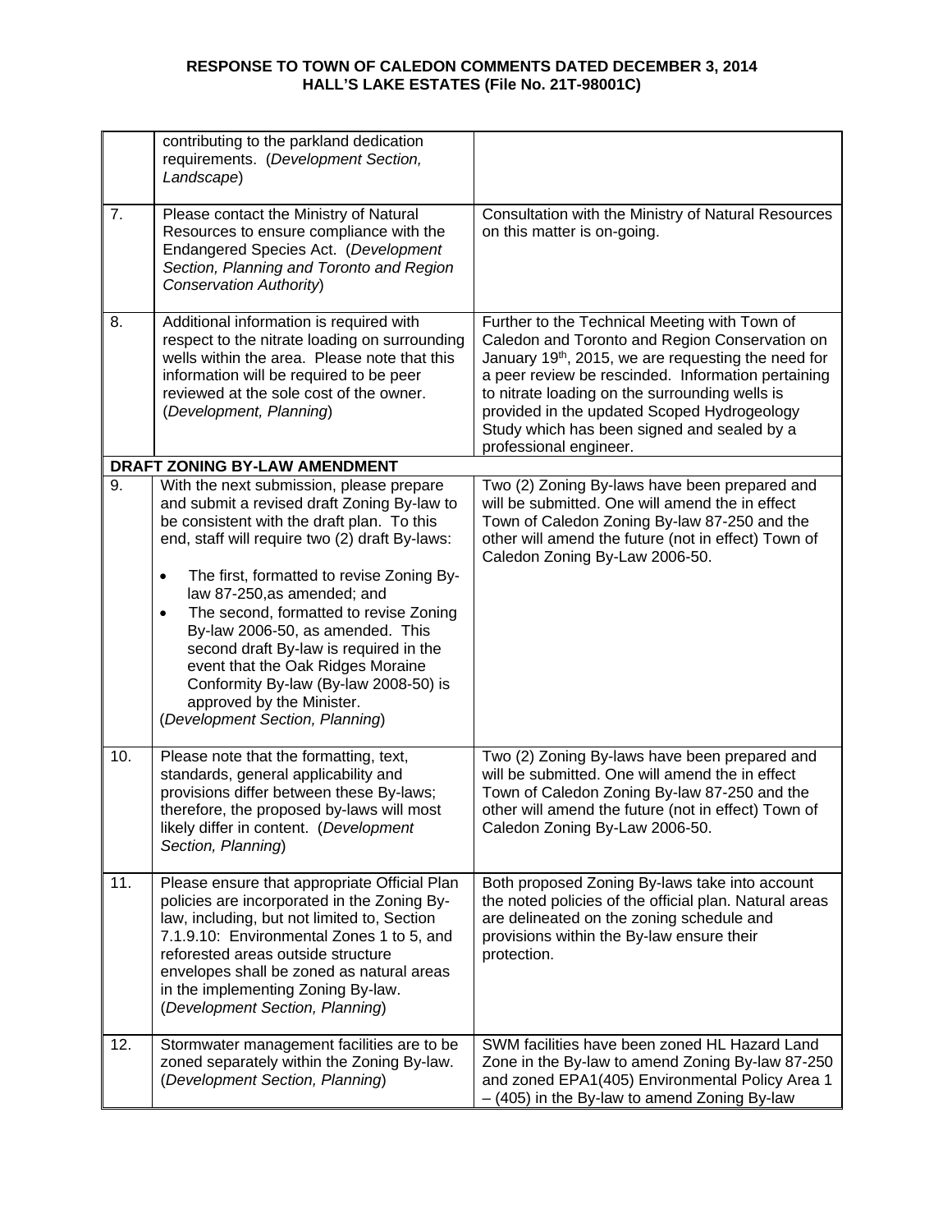# RESPONSE TO TOWN OF CALEDON COMMENTS DATED DECEMBER 3, 2014
# HALL'S LAKE ESTATES (File No. 21T-98001C)

| | | |
|---|---|---|
| | contributing to the parkland dedication requirements. (*Development Section, Landscape*) | |
| 7. | Please contact the Ministry of Natural Resources to ensure compliance with the Endangered Species Act. (*Development Section, Planning and Toronto and Region Conservation Authority*) | Consultation with the Ministry of Natural Resources on this matter is on-going. |
| 8. | Additional information is required with respect to the nitrate loading on surrounding wells within the area. Please note that this information will be required to be peer reviewed at the sole cost of the owner. (*Development, Planning*) | Further to the Technical Meeting with Town of Caledon and Toronto and Region Conservation on January 19th, 2015, we are requesting the need for a peer review be rescinded. Information pertaining to nitrate loading on the surrounding wells is provided in the updated Scoped Hydrogeology Study which has been signed and sealed by a professional engineer. |
| **DRAFT ZONING BY-LAW AMENDMENT** | | |
| 9. | With the next submission, please prepare and submit a revised draft Zoning By-law to be consistent with the draft plan. To this end, staff will require two (2) draft By-laws:<br>• The first, formatted to revise Zoning By-law 87-250,as amended; and<br>• The second, formatted to revise Zoning By-law 2006-50, as amended. This second draft By-law is required in the event that the Oak Ridges Moraine Conformity By-law (By-law 2008-50) is approved by the Minister.<br>(*Development Section, Planning*) | Two (2) Zoning By-laws have been prepared and will be submitted. One will amend the in effect Town of Caledon Zoning By-law 87-250 and the other will amend the future (not in effect) Town of Caledon Zoning By-Law 2006-50. |
| 10. | Please note that the formatting, text, standards, general applicability and provisions differ between these By-laws; therefore, the proposed by-laws will most likely differ in content. (*Development Section, Planning*) | Two (2) Zoning By-laws have been prepared and will be submitted. One will amend the in effect Town of Caledon Zoning By-law 87-250 and the other will amend the future (not in effect) Town of Caledon Zoning By-Law 2006-50. |
| 11. | Please ensure that appropriate Official Plan policies are incorporated in the Zoning By-law, including, but not limited to, Section 7.1.9.10: Environmental Zones 1 to 5, and reforested areas outside structure envelopes shall be zoned as natural areas in the implementing Zoning By-law. (*Development Section, Planning*) | Both proposed Zoning By-laws take into account the noted policies of the official plan. Natural areas are delineated on the zoning schedule and provisions within the By-law ensure their protection. |
| 12. | Stormwater management facilities are to be zoned separately within the Zoning By-law. (*Development Section, Planning*) | SWM facilities have been zoned HL Hazard Land Zone in the By-law to amend Zoning By-law 87-250 and zoned EPA1(405) Environmental Policy Area 1 – (405) in the By-law to amend Zoning By-law |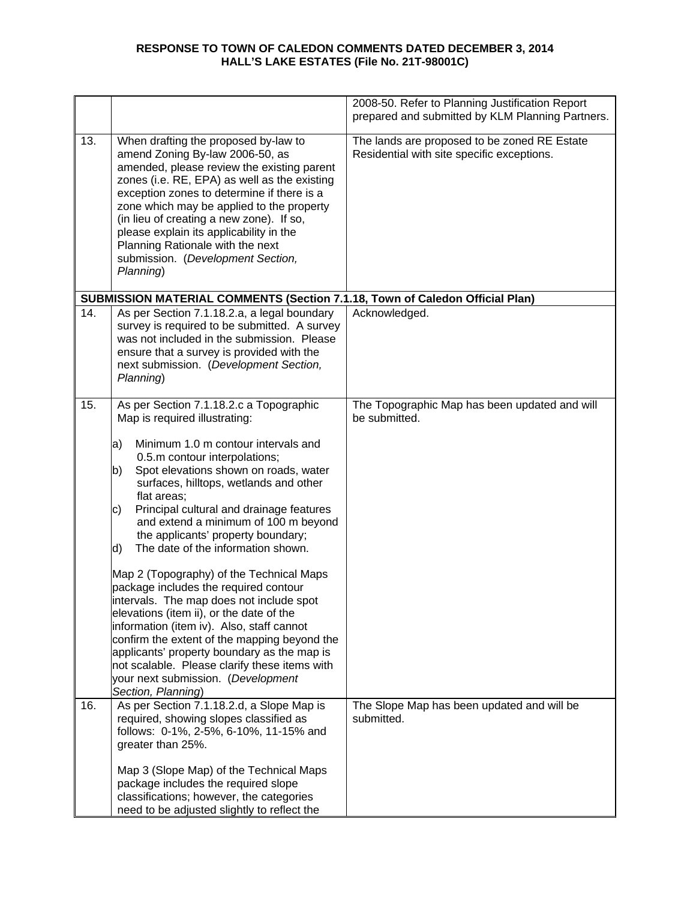**RESPONSE TO TOWN OF CALEDON COMMENTS DATED DECEMBER 3, 2014**
**HALL'S LAKE ESTATES (File No. 21T-98001C)**

| | | |
|---|---|---|
| | | 2008-50. Refer to Planning Justification Report prepared and submitted by KLM Planning Partners. |
| 13. | When drafting the proposed by-law to amend Zoning By-law 2006-50, as amended, please review the existing parent zones (i.e. RE, EPA) as well as the existing exception zones to determine if there is a zone which may be applied to the property (in lieu of creating a new zone). If so, please explain its applicability in the Planning Rationale with the next submission. (*Development Section, Planning*) | The lands are proposed to be zoned RE Estate Residential with site specific exceptions. |
| **SUBMISSION MATERIAL COMMENTS (Section 7.1.18, Town of Caledon Official Plan)** | | |
| 14. | As per Section 7.1.18.2.a, a legal boundary survey is required to be submitted. A survey was not included in the submission. Please ensure that a survey is provided with the next submission. (*Development Section, Planning*) | Acknowledged. |
| 15. | As per Section 7.1.18.2.c a Topographic Map is required illustrating:<br><br>a) Minimum 1.0 m contour intervals and 0.5.m contour interpolations;<br>b) Spot elevations shown on roads, water surfaces, hilltops, wetlands and other flat areas;<br>c) Principal cultural and drainage features and extend a minimum of 100 m beyond the applicants' property boundary;<br>d) The date of the information shown.<br><br>Map 2 (Topography) of the Technical Maps package includes the required contour intervals. The map does not include spot elevations (item ii), or the date of the information (item iv). Also, staff cannot confirm the extent of the mapping beyond the applicants' property boundary as the map is not scalable. Please clarify these items with your next submission. (*Development Section, Planning*) | The Topographic Map has been updated and will be submitted. |
| 16. | As per Section 7.1.18.2.d, a Slope Map is required, showing slopes classified as follows: 0-1%, 2-5%, 6-10%, 11-15% and greater than 25%.<br><br>Map 3 (Slope Map) of the Technical Maps package includes the required slope classifications; however, the categories need to be adjusted slightly to reflect the | The Slope Map has been updated and will be submitted. |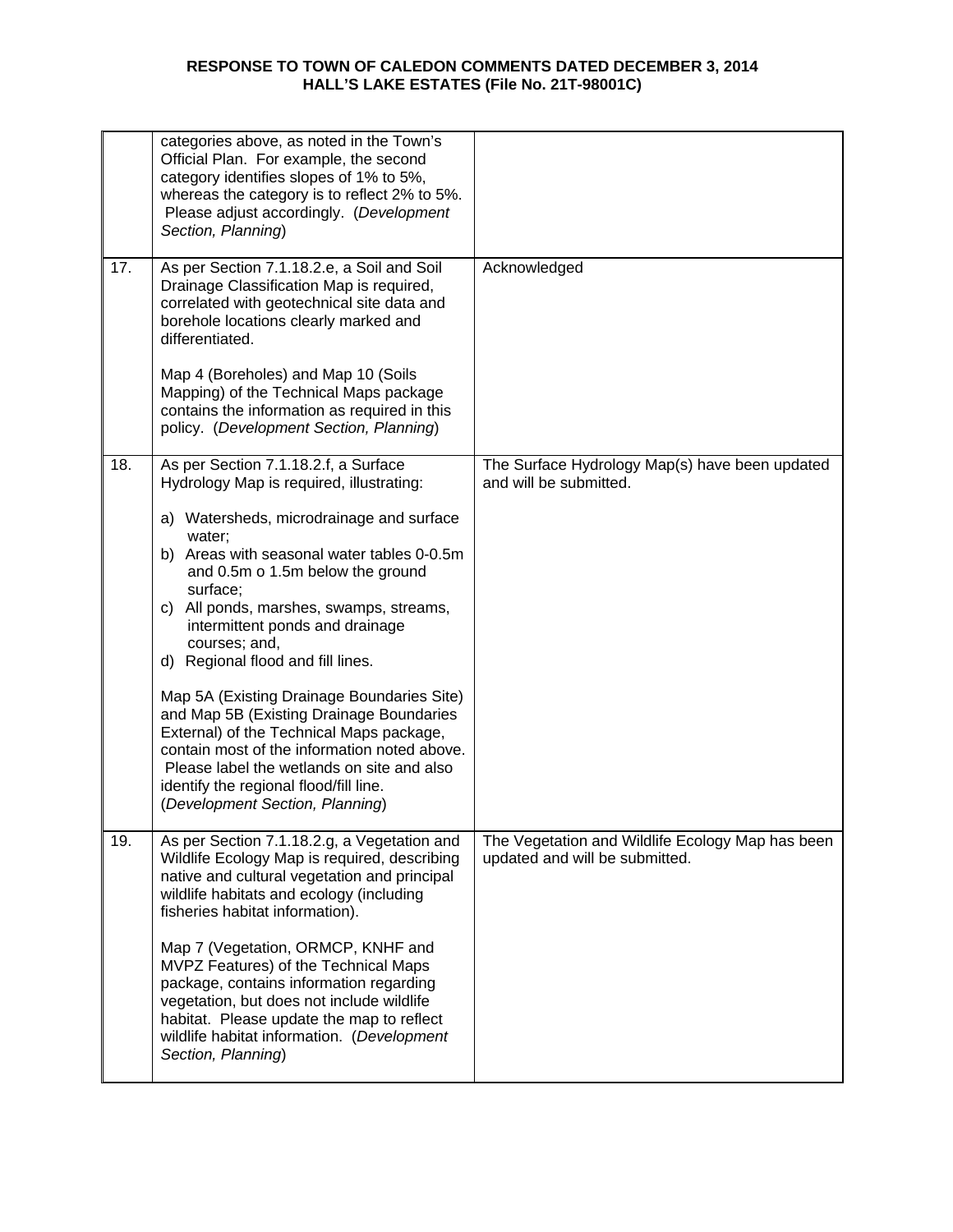**RESPONSE TO TOWN OF CALEDON COMMENTS DATED DECEMBER 3, 2014**
**HALL'S LAKE ESTATES (File No. 21T-98001C)**

| | | |
|---|---|---|
| | categories above, as noted in the Town's Official Plan. For example, the second category identifies slopes of 1% to 5%, whereas the category is to reflect 2% to 5%. Please adjust accordingly. (*Development Section, Planning*) | |
| 17. | As per Section 7.1.18.2.e, a Soil and Soil Drainage Classification Map is required, correlated with geotechnical site data and borehole locations clearly marked and differentiated.<br><br>Map 4 (Boreholes) and Map 10 (Soils Mapping) of the Technical Maps package contains the information as required in this policy. (*Development Section, Planning*) | Acknowledged |
| 18. | As per Section 7.1.18.2.f, a Surface Hydrology Map is required, illustrating:<br><br>a) Watersheds, microdrainage and surface water;<br>b) Areas with seasonal water tables 0-0.5m and 0.5m o 1.5m below the ground surface;<br>c) All ponds, marshes, swamps, streams, intermittent ponds and drainage courses; and,<br>d) Regional flood and fill lines.<br><br>Map 5A (Existing Drainage Boundaries Site) and Map 5B (Existing Drainage Boundaries External) of the Technical Maps package, contain most of the information noted above. Please label the wetlands on site and also identify the regional flood/fill line. (*Development Section, Planning*) | The Surface Hydrology Map(s) have been updated and will be submitted. |
| 19. | As per Section 7.1.18.2.g, a Vegetation and Wildlife Ecology Map is required, describing native and cultural vegetation and principal wildlife habitats and ecology (including fisheries habitat information).<br><br>Map 7 (Vegetation, ORMCP, KNHF and MVPZ Features) of the Technical Maps package, contains information regarding vegetation, but does not include wildlife habitat. Please update the map to reflect wildlife habitat information. (*Development Section, Planning*) | The Vegetation and Wildlife Ecology Map has been updated and will be submitted. |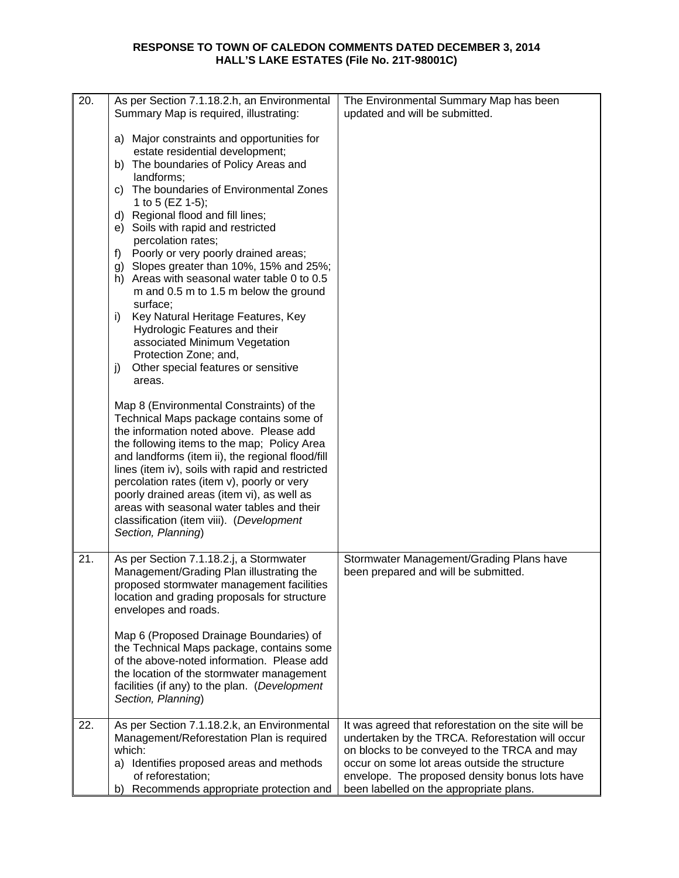**RESPONSE TO TOWN OF CALEDON COMMENTS DATED DECEMBER 3, 2014**
**HALL'S LAKE ESTATES (File No. 21T-98001C)**

| | | |
|---|---|---|
| 20. | As per Section 7.1.18.2.h, an Environmental Summary Map is required, illustrating:<br><br>a) Major constraints and opportunities for estate residential development;<br>b) The boundaries of Policy Areas and landforms;<br>c) The boundaries of Environmental Zones 1 to 5 (EZ 1-5);<br>d) Regional flood and fill lines;<br>e) Soils with rapid and restricted percolation rates;<br>f) Poorly or very poorly drained areas;<br>g) Slopes greater than 10%, 15% and 25%;<br>h) Areas with seasonal water table 0 to 0.5 m and 0.5 m to 1.5 m below the ground surface;<br>i) Key Natural Heritage Features, Key Hydrologic Features and their associated Minimum Vegetation Protection Zone; and,<br>j) Other special features or sensitive areas.<br><br>Map 8 (Environmental Constraints) of the Technical Maps package contains some of the information noted above. Please add the following items to the map; Policy Area and landforms (item ii), the regional flood/fill lines (item iv), soils with rapid and restricted percolation rates (item v), poorly or very poorly drained areas (item vi), as well as areas with seasonal water tables and their classification (item viii). (*Development Section, Planning*) | The Environmental Summary Map has been updated and will be submitted. |
| 21. | As per Section 7.1.18.2.j, a Stormwater Management/Grading Plan illustrating the proposed stormwater management facilities location and grading proposals for structure envelopes and roads.<br><br>Map 6 (Proposed Drainage Boundaries) of the Technical Maps package, contains some of the above-noted information. Please add the location of the stormwater management facilities (if any) to the plan. (*Development Section, Planning*) | Stormwater Management/Grading Plans have been prepared and will be submitted. |
| 22. | As per Section 7.1.18.2.k, an Environmental Management/Reforestation Plan is required which:<br>a) Identifies proposed areas and methods of reforestation;<br>b) Recommends appropriate protection and | It was agreed that reforestation on the site will be undertaken by the TRCA. Reforestation will occur on blocks to be conveyed to the TRCA and may occur on some lot areas outside the structure envelope. The proposed density bonus lots have been labelled on the appropriate plans. |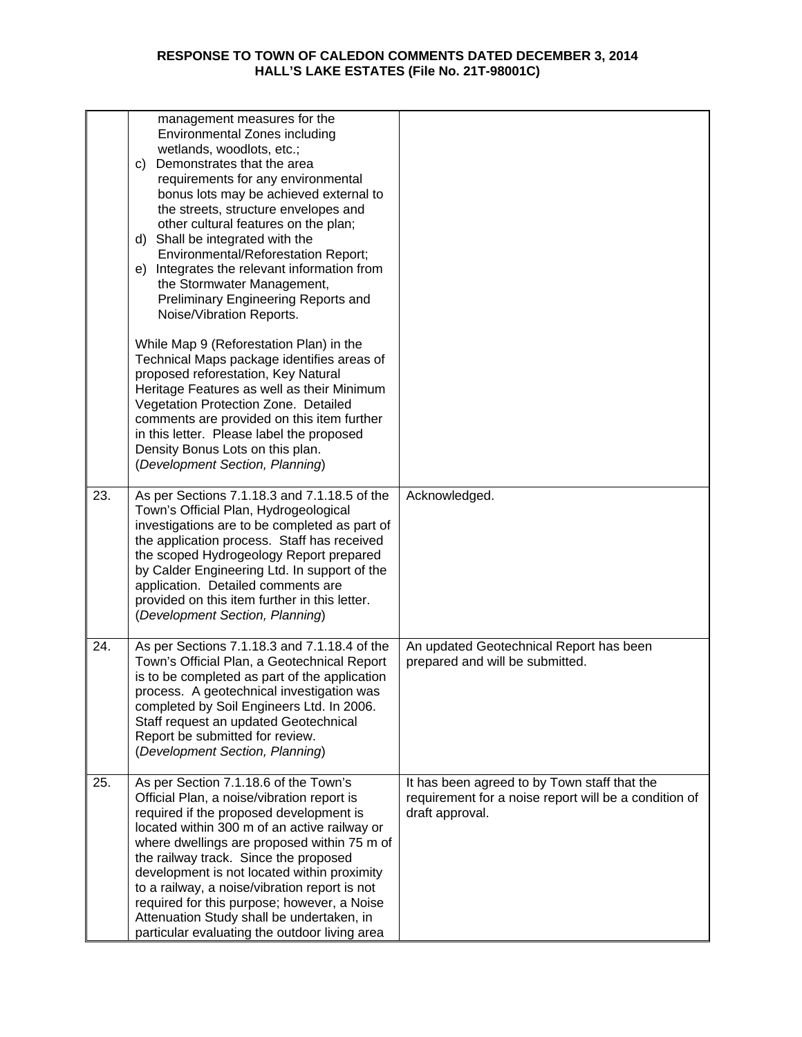| | | |
|---|---|---|
| | management measures for the Environmental Zones including wetlands, woodlots, etc.;<br>c) Demonstrates that the area requirements for any environmental bonus lots may be achieved external to the streets, structure envelopes and other cultural features on the plan;<br>d) Shall be integrated with the Environmental/Reforestation Report;<br>e) Integrates the relevant information from the Stormwater Management, Preliminary Engineering Reports and Noise/Vibration Reports.<br><br>While Map 9 (Reforestation Plan) in the Technical Maps package identifies areas of proposed reforestation, Key Natural Heritage Features as well as their Minimum Vegetation Protection Zone. Detailed comments are provided on this item further in this letter. Please label the proposed Density Bonus Lots on this plan. (*Development Section, Planning*) | |
| 23. | As per Sections 7.1.18.3 and 7.1.18.5 of the Town's Official Plan, Hydrogeological investigations are to be completed as part of the application process. Staff has received the scoped Hydrogeology Report prepared by Calder Engineering Ltd. In support of the application. Detailed comments are provided on this item further in this letter. (*Development Section, Planning*) | Acknowledged. |
| 24. | As per Sections 7.1.18.3 and 7.1.18.4 of the Town's Official Plan, a Geotechnical Report is to be completed as part of the application process. A geotechnical investigation was completed by Soil Engineers Ltd. In 2006. Staff request an updated Geotechnical Report be submitted for review. (*Development Section, Planning*) | An updated Geotechnical Report has been prepared and will be submitted. |
| 25. | As per Section 7.1.18.6 of the Town's Official Plan, a noise/vibration report is required if the proposed development is located within 300 m of an active railway or where dwellings are proposed within 75 m of the railway track. Since the proposed development is not located within proximity to a railway, a noise/vibration report is not required for this purpose; however, a Noise Attenuation Study shall be undertaken, in particular evaluating the outdoor living area | It has been agreed to by Town staff that the requirement for a noise report will be a condition of draft approval. |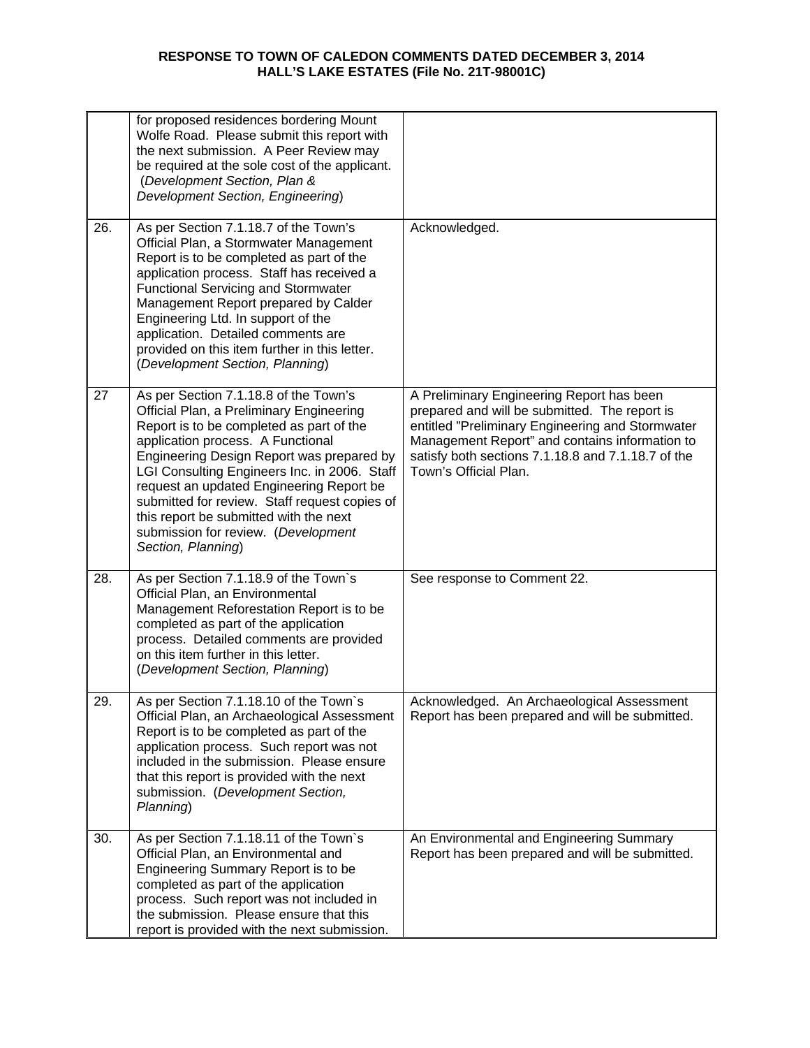| | | |
|---|---|---|
| | for proposed residences bordering Mount Wolfe Road. Please submit this report with the next submission. A Peer Review may be required at the sole cost of the applicant. (*Development Section, Plan & Development Section, Engineering*) | |
| 26. | As per Section 7.1.18.7 of the Town's Official Plan, a Stormwater Management Report is to be completed as part of the application process. Staff has received a Functional Servicing and Stormwater Management Report prepared by Calder Engineering Ltd. In support of the application. Detailed comments are provided on this item further in this letter. (*Development Section, Planning*) | Acknowledged. |
| 27 | As per Section 7.1.18.8 of the Town's Official Plan, a Preliminary Engineering Report is to be completed as part of the application process. A Functional Engineering Design Report was prepared by LGI Consulting Engineers Inc. in 2006. Staff request an updated Engineering Report be submitted for review. Staff request copies of this report be submitted with the next submission for review. (*Development Section, Planning*) | A Preliminary Engineering Report has been prepared and will be submitted. The report is entitled "Preliminary Engineering and Stormwater Management Report" and contains information to satisfy both sections 7.1.18.8 and 7.1.18.7 of the Town's Official Plan. |
| 28. | As per Section 7.1.18.9 of the Town`s Official Plan, an Environmental Management Reforestation Report is to be completed as part of the application process. Detailed comments are provided on this item further in this letter. (*Development Section, Planning*) | See response to Comment 22. |
| 29. | As per Section 7.1.18.10 of the Town`s Official Plan, an Archaeological Assessment Report is to be completed as part of the application process. Such report was not included in the submission. Please ensure that this report is provided with the next submission. (*Development Section, Planning*) | Acknowledged. An Archaeological Assessment Report has been prepared and will be submitted. |
| 30. | As per Section 7.1.18.11 of the Town`s Official Plan, an Environmental and Engineering Summary Report is to be completed as part of the application process. Such report was not included in the submission. Please ensure that this report is provided with the next submission. | An Environmental and Engineering Summary Report has been prepared and will be submitted. |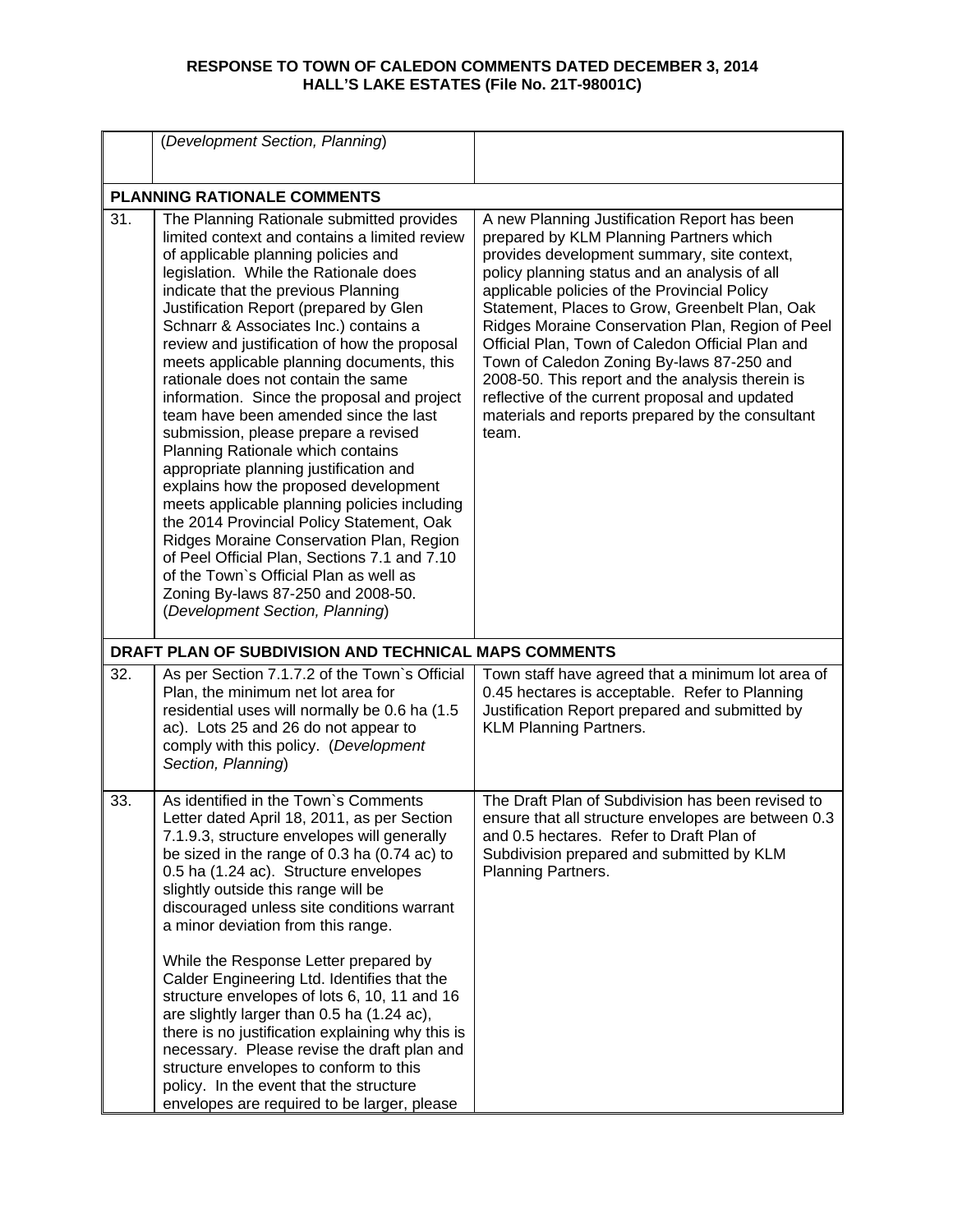**RESPONSE TO TOWN OF CALEDON COMMENTS DATED DECEMBER 3, 2014**
**HALL'S LAKE ESTATES (File No. 21T-98001C)**

| | | |
|---|---|---|
| | (*Development Section, Planning*) | |
| **PLANNING RATIONALE COMMENTS** | | |
| 31. | The Planning Rationale submitted provides limited context and contains a limited review of applicable planning policies and legislation. While the Rationale does indicate that the previous Planning Justification Report (prepared by Glen Schnarr & Associates Inc.) contains a review and justification of how the proposal meets applicable planning documents, this rationale does not contain the same information. Since the proposal and project team have been amended since the last submission, please prepare a revised Planning Rationale which contains appropriate planning justification and explains how the proposed development meets applicable planning policies including the 2014 Provincial Policy Statement, Oak Ridges Moraine Conservation Plan, Region of Peel Official Plan, Sections 7.1 and 7.10 of the Town`s Official Plan as well as Zoning By-laws 87-250 and 2008-50. (*Development Section, Planning*) | A new Planning Justification Report has been prepared by KLM Planning Partners which provides development summary, site context, policy planning status and an analysis of all applicable policies of the Provincial Policy Statement, Places to Grow, Greenbelt Plan, Oak Ridges Moraine Conservation Plan, Region of Peel Official Plan, Town of Caledon Official Plan and Town of Caledon Zoning By-laws 87-250 and 2008-50. This report and the analysis therein is reflective of the current proposal and updated materials and reports prepared by the consultant team. |
| **DRAFT PLAN OF SUBDIVISION AND TECHNICAL MAPS COMMENTS** | | |
| 32. | As per Section 7.1.7.2 of the Town`s Official Plan, the minimum net lot area for residential uses will normally be 0.6 ha (1.5 ac). Lots 25 and 26 do not appear to comply with this policy. (*Development Section, Planning*) | Town staff have agreed that a minimum lot area of 0.45 hectares is acceptable. Refer to Planning Justification Report prepared and submitted by KLM Planning Partners. |
| 33. | As identified in the Town`s Comments Letter dated April 18, 2011, as per Section 7.1.9.3, structure envelopes will generally be sized in the range of 0.3 ha (0.74 ac) to 0.5 ha (1.24 ac). Structure envelopes slightly outside this range will be discouraged unless site conditions warrant a minor deviation from this range.<br><br>While the Response Letter prepared by Calder Engineering Ltd. Identifies that the structure envelopes of lots 6, 10, 11 and 16 are slightly larger than 0.5 ha (1.24 ac), there is no justification explaining why this is necessary. Please revise the draft plan and structure envelopes to conform to this policy. In the event that the structure envelopes are required to be larger, please | The Draft Plan of Subdivision has been revised to ensure that all structure envelopes are between 0.3 and 0.5 hectares. Refer to Draft Plan of Subdivision prepared and submitted by KLM Planning Partners. |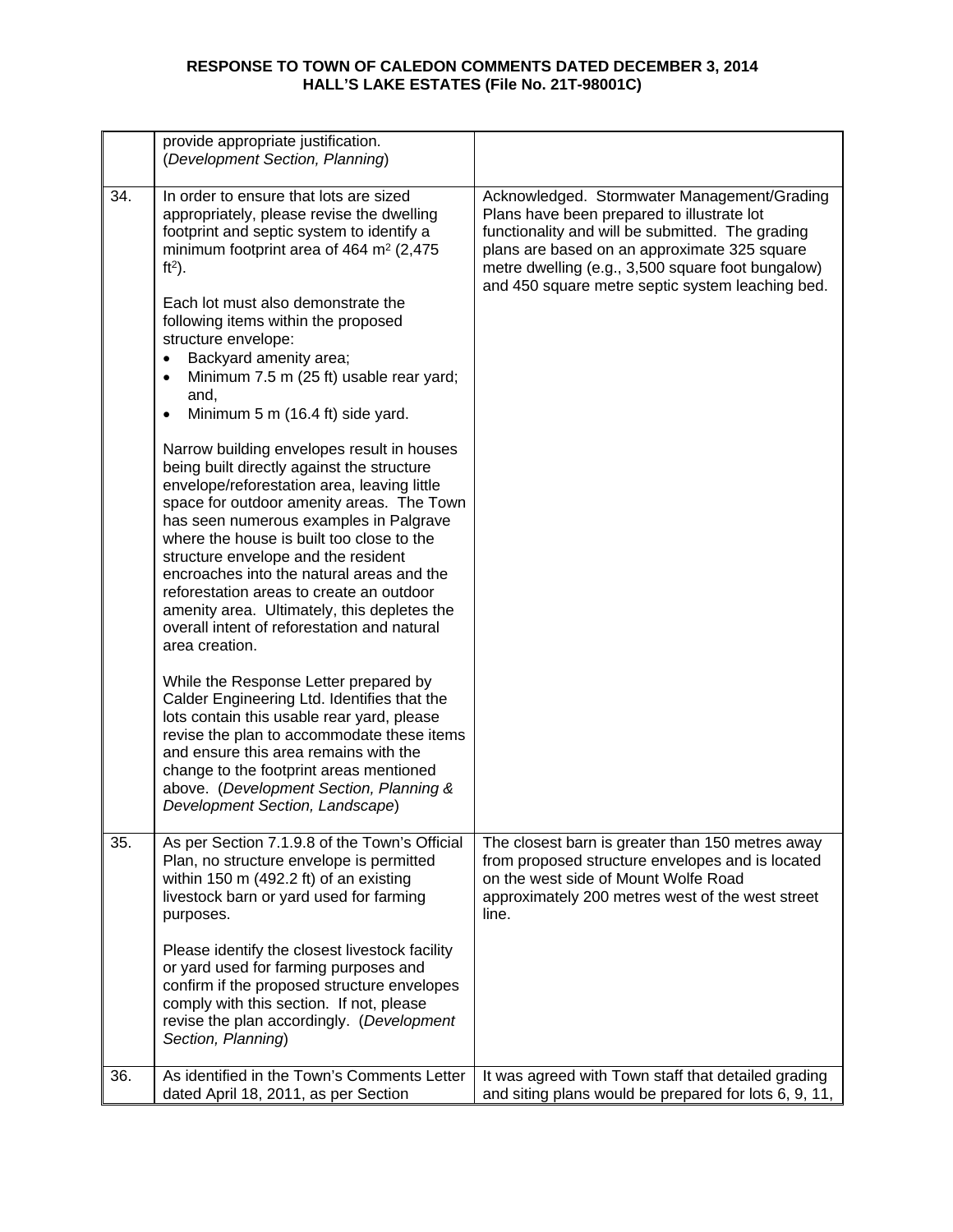| | | |
|---|---|---|
| | provide appropriate justification. (*Development Section, Planning*) | |
| 34. | In order to ensure that lots are sized appropriately, please revise the dwelling footprint and septic system to identify a minimum footprint area of 464 $m^2$ (2,475 $ft^2$).<br><br>Each lot must also demonstrate the following items within the proposed structure envelope:<br>• Backyard amenity area;<br>• Minimum 7.5 m (25 ft) usable rear yard; and,<br>• Minimum 5 m (16.4 ft) side yard.<br><br>Narrow building envelopes result in houses being built directly against the structure envelope/reforestation area, leaving little space for outdoor amenity areas. The Town has seen numerous examples in Palgrave where the house is built too close to the structure envelope and the resident encroaches into the natural areas and the reforestation areas to create an outdoor amenity area. Ultimately, this depletes the overall intent of reforestation and natural area creation.<br><br>While the Response Letter prepared by Calder Engineering Ltd. Identifies that the lots contain this usable rear yard, please revise the plan to accommodate these items and ensure this area remains with the change to the footprint areas mentioned above. (*Development Section, Planning & Development Section, Landscape*) | Acknowledged. Stormwater Management/Grading Plans have been prepared to illustrate lot functionality and will be submitted. The grading plans are based on an approximate 325 square metre dwelling (e.g., 3,500 square foot bungalow) and 450 square metre septic system leaching bed. |
| 35. | As per Section 7.1.9.8 of the Town's Official Plan, no structure envelope is permitted within 150 m (492.2 ft) of an existing livestock barn or yard used for farming purposes.<br><br>Please identify the closest livestock facility or yard used for farming purposes and confirm if the proposed structure envelopes comply with this section. If not, please revise the plan accordingly. (*Development Section, Planning*) | The closest barn is greater than 150 metres away from proposed structure envelopes and is located on the west side of Mount Wolfe Road approximately 200 metres west of the west street line. |
| 36. | As identified in the Town's Comments Letter dated April 18, 2011, as per Section | It was agreed with Town staff that detailed grading and siting plans would be prepared for lots 6, 9, 11, |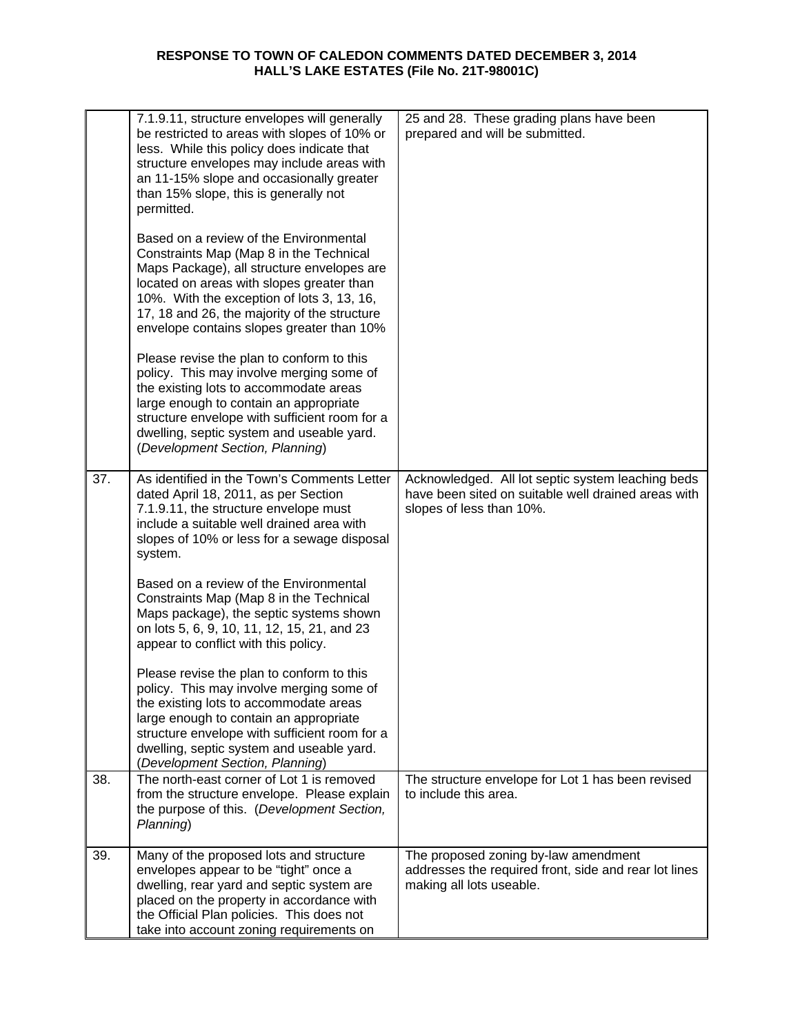**RESPONSE TO TOWN OF CALEDON COMMENTS DATED DECEMBER 3, 2014**
**HALL'S LAKE ESTATES (File No. 21T-98001C)**

| | | |
|---|---|---|
| | 7.1.9.11, structure envelopes will generally be restricted to areas with slopes of 10% or less. While this policy does indicate that structure envelopes may include areas with an 11-15% slope and occasionally greater than 15% slope, this is generally not permitted.<br><br>Based on a review of the Environmental Constraints Map (Map 8 in the Technical Maps Package), all structure envelopes are located on areas with slopes greater than 10%. With the exception of lots 3, 13, 16, 17, 18 and 26, the majority of the structure envelope contains slopes greater than 10%<br><br>Please revise the plan to conform to this policy. This may involve merging some of the existing lots to accommodate areas large enough to contain an appropriate structure envelope with sufficient room for a dwelling, septic system and useable yard. (*Development Section, Planning*) | 25 and 28. These grading plans have been prepared and will be submitted. |
| 37. | As identified in the Town's Comments Letter dated April 18, 2011, as per Section 7.1.9.11, the structure envelope must include a suitable well drained area with slopes of 10% or less for a sewage disposal system.<br><br>Based on a review of the Environmental Constraints Map (Map 8 in the Technical Maps package), the septic systems shown on lots 5, 6, 9, 10, 11, 12, 15, 21, and 23 appear to conflict with this policy.<br><br>Please revise the plan to conform to this policy. This may involve merging some of the existing lots to accommodate areas large enough to contain an appropriate structure envelope with sufficient room for a dwelling, septic system and useable yard. (*Development Section, Planning*) | Acknowledged. All lot septic system leaching beds have been sited on suitable well drained areas with slopes of less than 10%. |
| 38. | The north-east corner of Lot 1 is removed from the structure envelope. Please explain the purpose of this. (*Development Section, Planning*) | The structure envelope for Lot 1 has been revised to include this area. |
| 39. | Many of the proposed lots and structure envelopes appear to be "tight" once a dwelling, rear yard and septic system are placed on the property in accordance with the Official Plan policies. This does not take into account zoning requirements on | The proposed zoning by-law amendment addresses the required front, side and rear lot lines making all lots useable. |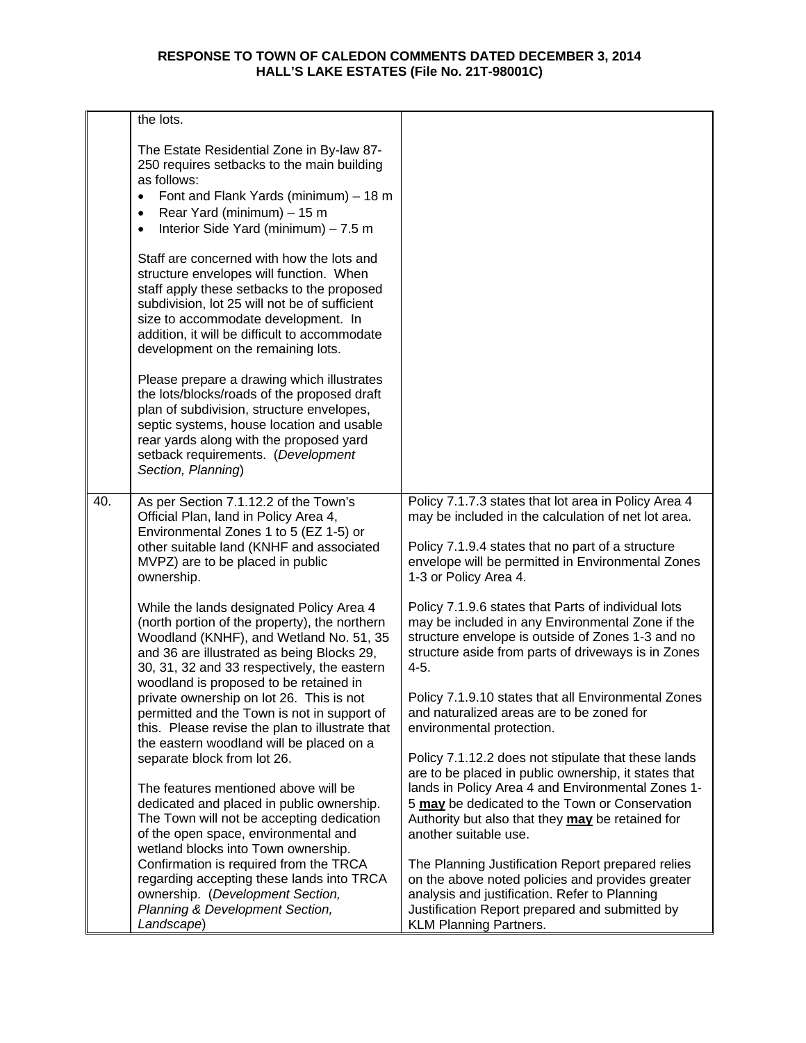| | | |
|---|---|---|
| | the lots.<br><br>The Estate Residential Zone in By-law 87-250 requires setbacks to the main building as follows:<br>• Font and Flank Yards (minimum) – 18 m<br>• Rear Yard (minimum) – 15 m<br>• Interior Side Yard (minimum) – 7.5 m<br><br>Staff are concerned with how the lots and structure envelopes will function. When staff apply these setbacks to the proposed subdivision, lot 25 will not be of sufficient size to accommodate development. In addition, it will be difficult to accommodate development on the remaining lots.<br><br>Please prepare a drawing which illustrates the lots/blocks/roads of the proposed draft plan of subdivision, structure envelopes, septic systems, house location and usable rear yards along with the proposed yard setback requirements. (*Development Section, Planning*) | |
| 40. | As per Section 7.1.12.2 of the Town's Official Plan, land in Policy Area 4, Environmental Zones 1 to 5 (EZ 1-5) or other suitable land (KNHF and associated MVPZ) are to be placed in public ownership.<br><br>While the lands designated Policy Area 4 (north portion of the property), the northern Woodland (KNHF), and Wetland No. 51, 35 and 36 are illustrated as being Blocks 29, 30, 31, 32 and 33 respectively, the eastern woodland is proposed to be retained in private ownership on lot 26. This is not permitted and the Town is not in support of this. Please revise the plan to illustrate that the eastern woodland will be placed on a separate block from lot 26.<br><br>The features mentioned above will be dedicated and placed in public ownership. The Town will not be accepting dedication of the open space, environmental and wetland blocks into Town ownership. Confirmation is required from the TRCA regarding accepting these lands into TRCA ownership. (*Development Section, Planning & Development Section, Landscape*) | Policy 7.1.7.3 states that lot area in Policy Area 4 may be included in the calculation of net lot area.<br><br>Policy 7.1.9.4 states that no part of a structure envelope will be permitted in Environmental Zones 1-3 or Policy Area 4.<br><br>Policy 7.1.9.6 states that Parts of individual lots may be included in any Environmental Zone if the structure envelope is outside of Zones 1-3 and no structure aside from parts of driveways is in Zones 4-5.<br><br>Policy 7.1.9.10 states that all Environmental Zones and naturalized areas are to be zoned for environmental protection.<br><br>Policy 7.1.12.2 does not stipulate that these lands are to be placed in public ownership, it states that lands in Policy Area 4 and Environmental Zones 1-5 **may** be dedicated to the Town or Conservation Authority but also that they **may** be retained for another suitable use.<br><br>The Planning Justification Report prepared relies on the above noted policies and provides greater analysis and justification. Refer to Planning Justification Report prepared and submitted by KLM Planning Partners. |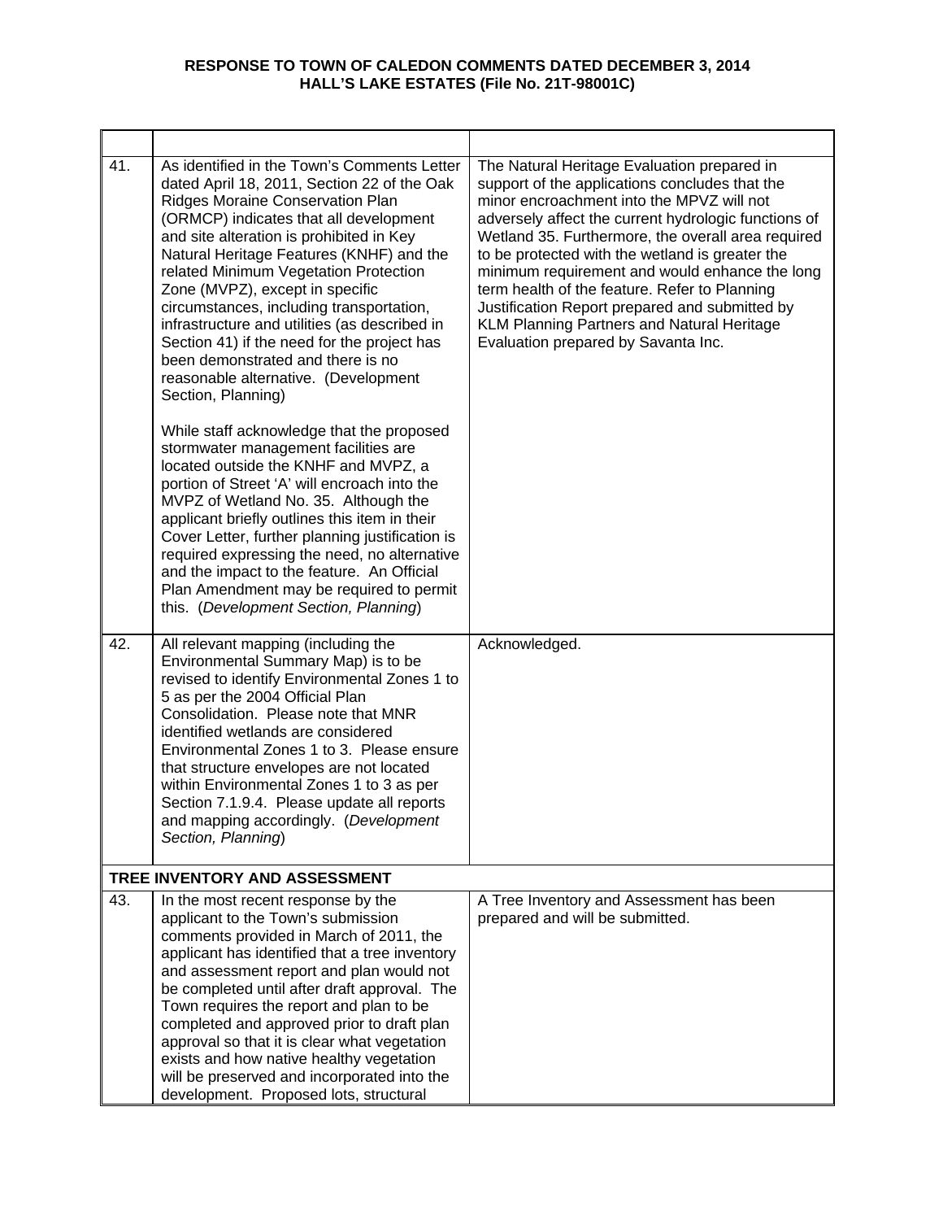**RESPONSE TO TOWN OF CALEDON COMMENTS DATED DECEMBER 3, 2014**
**HALL'S LAKE ESTATES (File No. 21T-98001C)**

| | | |
|---|---|---|
| 41. | As identified in the Town's Comments Letter dated April 18, 2011, Section 22 of the Oak Ridges Moraine Conservation Plan (ORMCP) indicates that all development and site alteration is prohibited in Key Natural Heritage Features (KNHF) and the related Minimum Vegetation Protection Zone (MVPZ), except in specific circumstances, including transportation, infrastructure and utilities (as described in Section 41) if the need for the project has been demonstrated and there is no reasonable alternative. (Development Section, Planning)<br><br>While staff acknowledge that the proposed stormwater management facilities are located outside the KNHF and MVPZ, a portion of Street 'A' will encroach into the MVPZ of Wetland No. 35. Although the applicant briefly outlines this item in their Cover Letter, further planning justification is required expressing the need, no alternative and the impact to the feature. An Official Plan Amendment may be required to permit this. (*Development Section, Planning*) | The Natural Heritage Evaluation prepared in support of the applications concludes that the minor encroachment into the MPVZ will not adversely affect the current hydrologic functions of Wetland 35. Furthermore, the overall area required to be protected with the wetland is greater the minimum requirement and would enhance the long term health of the feature. Refer to Planning Justification Report prepared and submitted by KLM Planning Partners and Natural Heritage Evaluation prepared by Savanta Inc. |
| 42. | All relevant mapping (including the Environmental Summary Map) is to be revised to identify Environmental Zones 1 to 5 as per the 2004 Official Plan Consolidation. Please note that MNR identified wetlands are considered Environmental Zones 1 to 3. Please ensure that structure envelopes are not located within Environmental Zones 1 to 3 as per Section 7.1.9.4. Please update all reports and mapping accordingly. (*Development Section, Planning*) | Acknowledged. |
| **TREE INVENTORY AND ASSESSMENT** | | |
| 43. | In the most recent response by the applicant to the Town's submission comments provided in March of 2011, the applicant has identified that a tree inventory and assessment report and plan would not be completed until after draft approval. The Town requires the report and plan to be completed and approved prior to draft plan approval so that it is clear what vegetation exists and how native healthy vegetation will be preserved and incorporated into the development. Proposed lots, structural | A Tree Inventory and Assessment has been prepared and will be submitted. |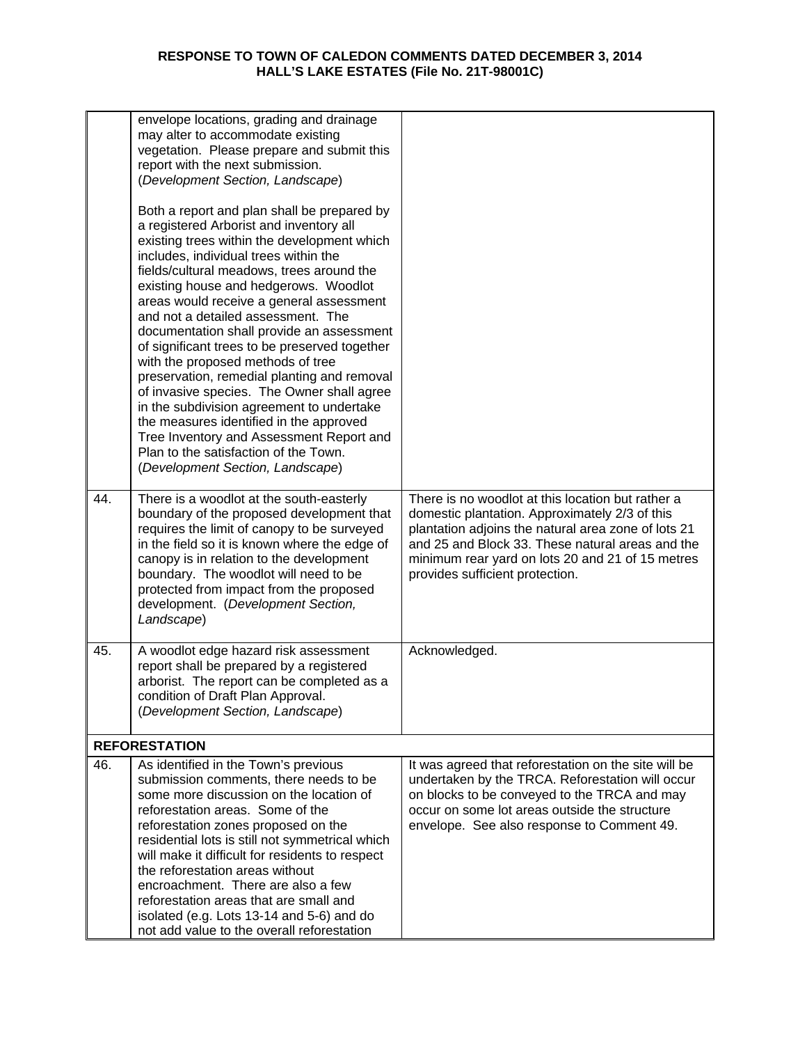**RESPONSE TO TOWN OF CALEDON COMMENTS DATED DECEMBER 3, 2014**
**HALL'S LAKE ESTATES (File No. 21T-98001C)**

| | | |
|---|---|---|
| | envelope locations, grading and drainage may alter to accommodate existing vegetation. Please prepare and submit this report with the next submission. (*Development Section, Landscape*)<br><br>Both a report and plan shall be prepared by a registered Arborist and inventory all existing trees within the development which includes, individual trees within the fields/cultural meadows, trees around the existing house and hedgerows. Woodlot areas would receive a general assessment and not a detailed assessment. The documentation shall provide an assessment of significant trees to be preserved together with the proposed methods of tree preservation, remedial planting and removal of invasive species. The Owner shall agree in the subdivision agreement to undertake the measures identified in the approved Tree Inventory and Assessment Report and Plan to the satisfaction of the Town. (*Development Section, Landscape*) | |
| 44. | There is a woodlot at the south-easterly boundary of the proposed development that requires the limit of canopy to be surveyed in the field so it is known where the edge of canopy is in relation to the development boundary. The woodlot will need to be protected from impact from the proposed development. (*Development Section, Landscape*) | There is no woodlot at this location but rather a domestic plantation. Approximately 2/3 of this plantation adjoins the natural area zone of lots 21 and 25 and Block 33. These natural areas and the minimum rear yard on lots 20 and 21 of 15 metres provides sufficient protection. |
| 45. | A woodlot edge hazard risk assessment report shall be prepared by a registered arborist. The report can be completed as a condition of Draft Plan Approval. (*Development Section, Landscape*) | Acknowledged. |
| **REFORESTATION** | | |
| 46. | As identified in the Town's previous submission comments, there needs to be some more discussion on the location of reforestation areas. Some of the reforestation zones proposed on the residential lots is still not symmetrical which will make it difficult for residents to respect the reforestation areas without encroachment. There are also a few reforestation areas that are small and isolated (e.g. Lots 13-14 and 5-6) and do not add value to the overall reforestation | It was agreed that reforestation on the site will be undertaken by the TRCA. Reforestation will occur on blocks to be conveyed to the TRCA and may occur on some lot areas outside the structure envelope. See also response to Comment 49. |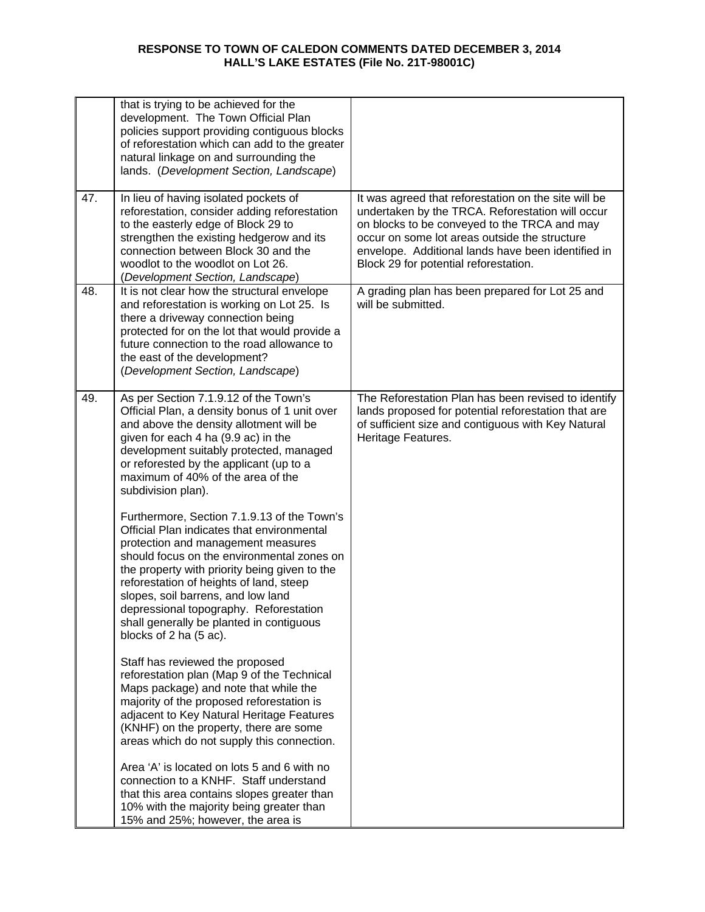| | | |
|---|---|---|
| | that is trying to be achieved for the development. The Town Official Plan policies support providing contiguous blocks of reforestation which can add to the greater natural linkage on and surrounding the lands. (*Development Section, Landscape*) | |
| 47. | In lieu of having isolated pockets of reforestation, consider adding reforestation to the easterly edge of Block 29 to strengthen the existing hedgerow and its connection between Block 30 and the woodlot to the woodlot on Lot 26. (*Development Section, Landscape*) | It was agreed that reforestation on the site will be undertaken by the TRCA. Reforestation will occur on blocks to be conveyed to the TRCA and may occur on some lot areas outside the structure envelope. Additional lands have been identified in Block 29 for potential reforestation. |
| 48. | It is not clear how the structural envelope and reforestation is working on Lot 25. Is there a driveway connection being protected for on the lot that would provide a future connection to the road allowance to the east of the development? (*Development Section, Landscape*) | A grading plan has been prepared for Lot 25 and will be submitted. |
| 49. | As per Section 7.1.9.12 of the Town's Official Plan, a density bonus of 1 unit over and above the density allotment will be given for each 4 ha (9.9 ac) in the development suitably protected, managed or reforested by the applicant (up to a maximum of 40% of the area of the subdivision plan).<br><br>Furthermore, Section 7.1.9.13 of the Town's Official Plan indicates that environmental protection and management measures should focus on the environmental zones on the property with priority being given to the reforestation of heights of land, steep slopes, soil barrens, and low land depressional topography. Reforestation shall generally be planted in contiguous blocks of 2 ha (5 ac).<br><br>Staff has reviewed the proposed reforestation plan (Map 9 of the Technical Maps package) and note that while the majority of the proposed reforestation is adjacent to Key Natural Heritage Features (KNHF) on the property, there are some areas which do not supply this connection.<br><br>Area 'A' is located on lots 5 and 6 with no connection to a KNHF. Staff understand that this area contains slopes greater than 10% with the majority being greater than 15% and 25%; however, the area is | The Reforestation Plan has been revised to identify lands proposed for potential reforestation that are of sufficient size and contiguous with Key Natural Heritage Features. |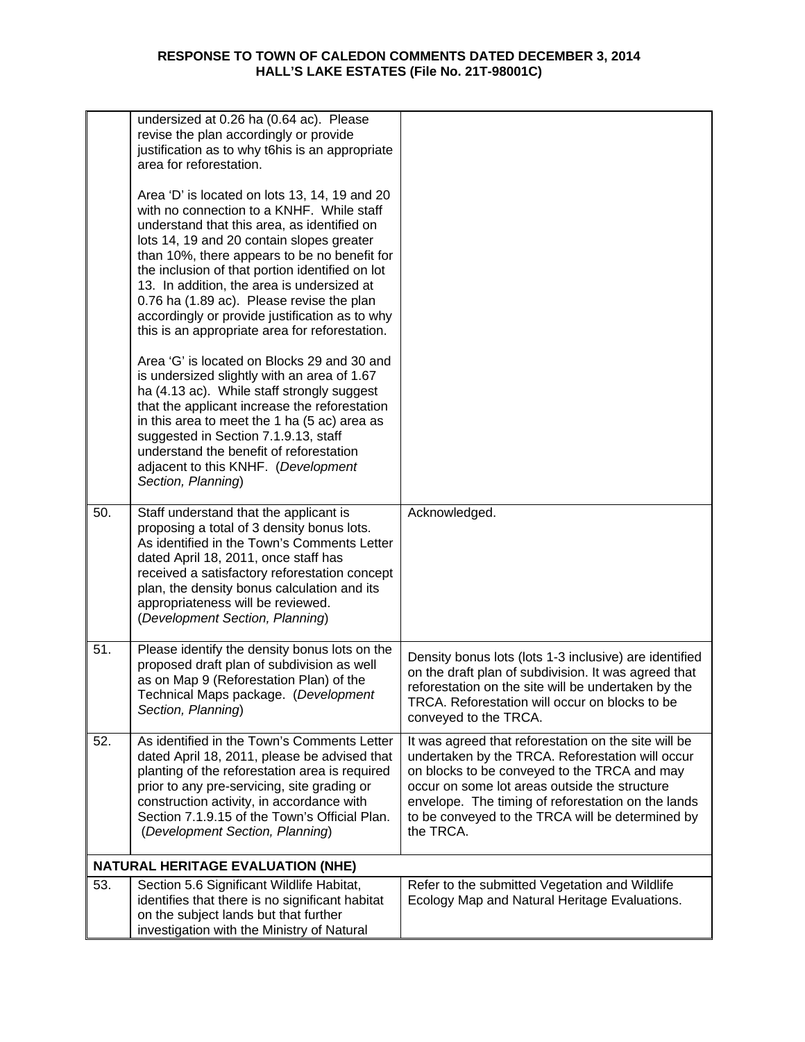**RESPONSE TO TOWN OF CALEDON COMMENTS DATED DECEMBER 3, 2014**
**HALL'S LAKE ESTATES (File No. 21T-98001C)**

| | | |
|---|---|---|
| | undersized at 0.26 ha (0.64 ac). Please revise the plan accordingly or provide justification as to why t6his is an appropriate area for reforestation.<br><br>Area 'D' is located on lots 13, 14, 19 and 20 with no connection to a KNHF. While staff understand that this area, as identified on lots 14, 19 and 20 contain slopes greater than 10%, there appears to be no benefit for the inclusion of that portion identified on lot 13. In addition, the area is undersized at 0.76 ha (1.89 ac). Please revise the plan accordingly or provide justification as to why this is an appropriate area for reforestation.<br><br>Area 'G' is located on Blocks 29 and 30 and is undersized slightly with an area of 1.67 ha (4.13 ac). While staff strongly suggest that the applicant increase the reforestation in this area to meet the 1 ha (5 ac) area as suggested in Section 7.1.9.13, staff understand the benefit of reforestation adjacent to this KNHF. (*Development Section, Planning*) | |
| 50. | Staff understand that the applicant is proposing a total of 3 density bonus lots. As identified in the Town's Comments Letter dated April 18, 2011, once staff has received a satisfactory reforestation concept plan, the density bonus calculation and its appropriateness will be reviewed. (*Development Section, Planning*) | Acknowledged. |
| 51. | Please identify the density bonus lots on the proposed draft plan of subdivision as well as on Map 9 (Reforestation Plan) of the Technical Maps package. (*Development Section, Planning*) | Density bonus lots (lots 1-3 inclusive) are identified on the draft plan of subdivision. It was agreed that reforestation on the site will be undertaken by the TRCA. Reforestation will occur on blocks to be conveyed to the TRCA. |
| 52. | As identified in the Town's Comments Letter dated April 18, 2011, please be advised that planting of the reforestation area is required prior to any pre-servicing, site grading or construction activity, in accordance with Section 7.1.9.15 of the Town's Official Plan. (*Development Section, Planning*) | It was agreed that reforestation on the site will be undertaken by the TRCA. Reforestation will occur on blocks to be conveyed to the TRCA and may occur on some lot areas outside the structure envelope. The timing of reforestation on the lands to be conveyed to the TRCA will be determined by the TRCA. |
| **NATURAL HERITAGE EVALUATION (NHE)** | | |
| 53. | Section 5.6 Significant Wildlife Habitat, identifies that there is no significant habitat on the subject lands but that further investigation with the Ministry of Natural | Refer to the submitted Vegetation and Wildlife Ecology Map and Natural Heritage Evaluations. |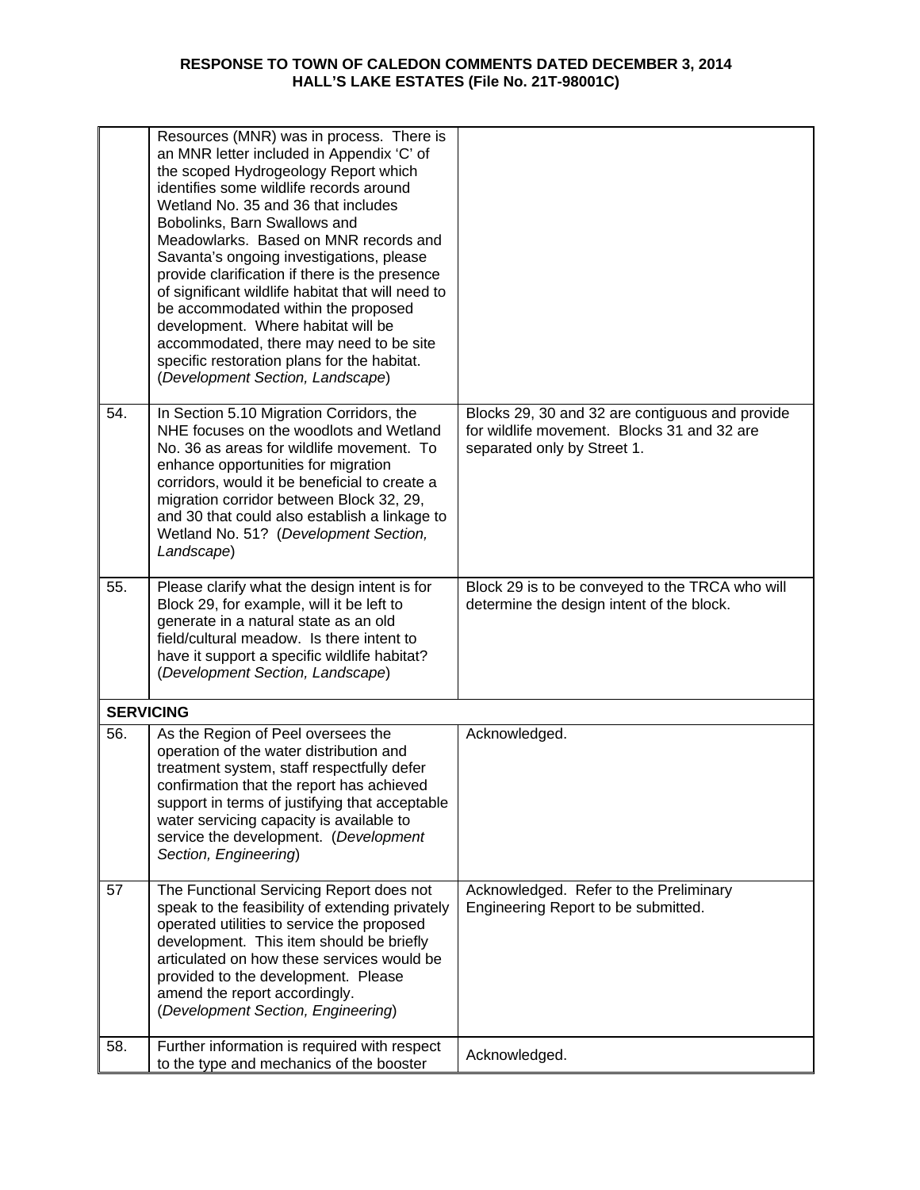| | | |
|---|---|---|
| | Resources (MNR) was in process. There is an MNR letter included in Appendix 'C' of the scoped Hydrogeology Report which identifies some wildlife records around Wetland No. 35 and 36 that includes Bobolinks, Barn Swallows and Meadowlarks. Based on MNR records and Savanta's ongoing investigations, please provide clarification if there is the presence of significant wildlife habitat that will need to be accommodated within the proposed development. Where habitat will be accommodated, there may need to be site specific restoration plans for the habitat. (*Development Section, Landscape*) | |
| 54. | In Section 5.10 Migration Corridors, the NHE focuses on the woodlots and Wetland No. 36 as areas for wildlife movement. To enhance opportunities for migration corridors, would it be beneficial to create a migration corridor between Block 32, 29, and 30 that could also establish a linkage to Wetland No. 51? (*Development Section, Landscape*) | Blocks 29, 30 and 32 are contiguous and provide for wildlife movement. Blocks 31 and 32 are separated only by Street 1. |
| 55. | Please clarify what the design intent is for Block 29, for example, will it be left to generate in a natural state as an old field/cultural meadow. Is there intent to have it support a specific wildlife habitat? (*Development Section, Landscape*) | Block 29 is to be conveyed to the TRCA who will determine the design intent of the block. |
| **SERVICING** | | |
| 56. | As the Region of Peel oversees the operation of the water distribution and treatment system, staff respectfully defer confirmation that the report has achieved support in terms of justifying that acceptable water servicing capacity is available to service the development. (*Development Section, Engineering*) | Acknowledged. |
| 57 | The Functional Servicing Report does not speak to the feasibility of extending privately operated utilities to service the proposed development. This item should be briefly articulated on how these services would be provided to the development. Please amend the report accordingly. (*Development Section, Engineering*) | Acknowledged. Refer to the Preliminary Engineering Report to be submitted. |
| 58. | Further information is required with respect to the type and mechanics of the booster | Acknowledged. |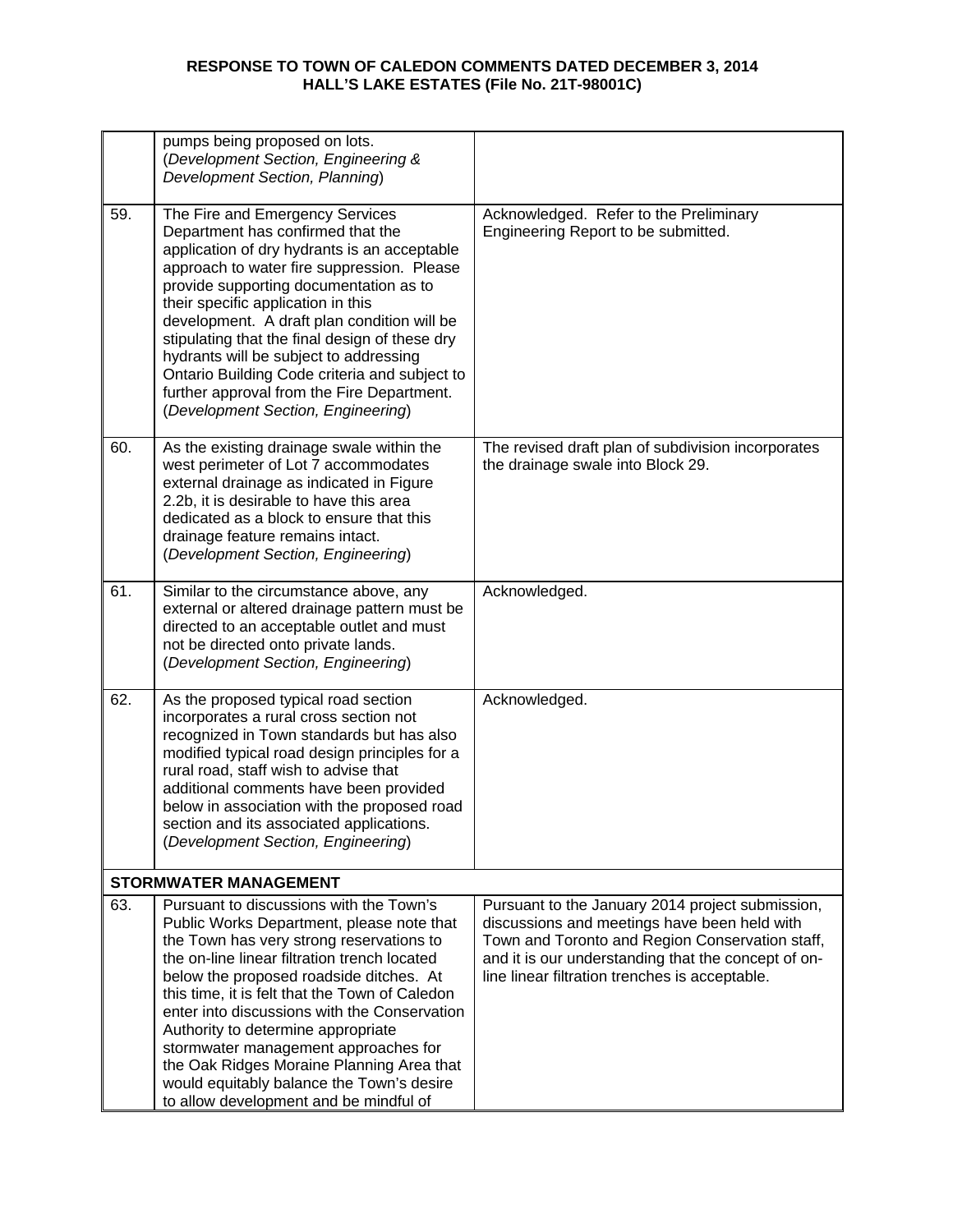**RESPONSE TO TOWN OF CALEDON COMMENTS DATED DECEMBER 3, 2014**
**HALL'S LAKE ESTATES (File No. 21T-98001C)**

| | | |
|---|---|---|
| | pumps being proposed on lots. (*Development Section, Engineering & Development Section, Planning*) | |
| 59. | The Fire and Emergency Services Department has confirmed that the application of dry hydrants is an acceptable approach to water fire suppression. Please provide supporting documentation as to their specific application in this development. A draft plan condition will be stipulating that the final design of these dry hydrants will be subject to addressing Ontario Building Code criteria and subject to further approval from the Fire Department. (*Development Section, Engineering*) | Acknowledged. Refer to the Preliminary Engineering Report to be submitted. |
| 60. | As the existing drainage swale within the west perimeter of Lot 7 accommodates external drainage as indicated in Figure 2.2b, it is desirable to have this area dedicated as a block to ensure that this drainage feature remains intact. (*Development Section, Engineering*) | The revised draft plan of subdivision incorporates the drainage swale into Block 29. |
| 61. | Similar to the circumstance above, any external or altered drainage pattern must be directed to an acceptable outlet and must not be directed onto private lands. (*Development Section, Engineering*) | Acknowledged. |
| 62. | As the proposed typical road section incorporates a rural cross section not recognized in Town standards but has also modified typical road design principles for a rural road, staff wish to advise that additional comments have been provided below in association with the proposed road section and its associated applications. (*Development Section, Engineering*) | Acknowledged. |
| **STORMWATER MANAGEMENT** | | |
| 63. | Pursuant to discussions with the Town's Public Works Department, please note that the Town has very strong reservations to the on-line linear filtration trench located below the proposed roadside ditches. At this time, it is felt that the Town of Caledon enter into discussions with the Conservation Authority to determine appropriate stormwater management approaches for the Oak Ridges Moraine Planning Area that would equitably balance the Town's desire to allow development and be mindful of | Pursuant to the January 2014 project submission, discussions and meetings have been held with Town and Toronto and Region Conservation staff, and it is our understanding that the concept of on-line linear filtration trenches is acceptable. |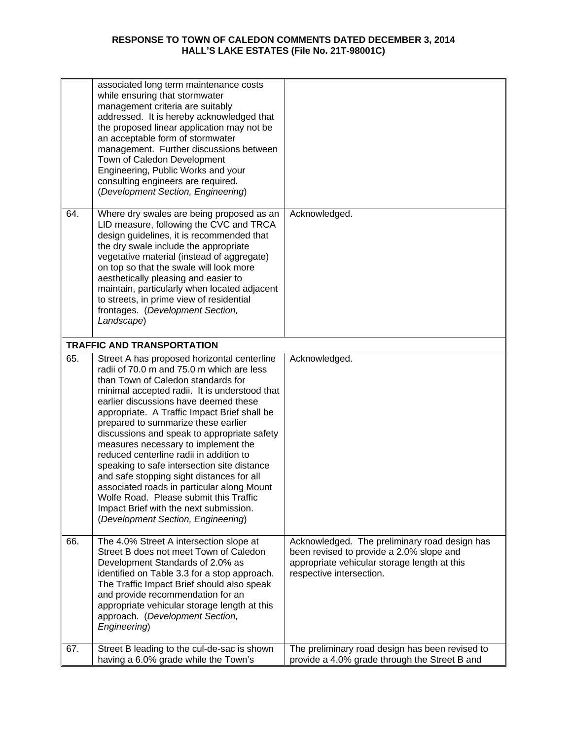| | | |
|---|---|---|
| | associated long term maintenance costs while ensuring that stormwater management criteria are suitably addressed. It is hereby acknowledged that the proposed linear application may not be an acceptable form of stormwater management. Further discussions between Town of Caledon Development Engineering, Public Works and your consulting engineers are required. (*Development Section, Engineering*) | |
| 64. | Where dry swales are being proposed as an LID measure, following the CVC and TRCA design guidelines, it is recommended that the dry swale include the appropriate vegetative material (instead of aggregate) on top so that the swale will look more aesthetically pleasing and easier to maintain, particularly when located adjacent to streets, in prime view of residential frontages. (*Development Section, Landscape*) | Acknowledged. |
| **TRAFFIC AND TRANSPORTATION** | | |
| 65. | Street A has proposed horizontal centerline radii of 70.0 m and 75.0 m which are less than Town of Caledon standards for minimal accepted radii. It is understood that earlier discussions have deemed these appropriate. A Traffic Impact Brief shall be prepared to summarize these earlier discussions and speak to appropriate safety measures necessary to implement the reduced centerline radii in addition to speaking to safe intersection site distance and safe stopping sight distances for all associated roads in particular along Mount Wolfe Road. Please submit this Traffic Impact Brief with the next submission. (*Development Section, Engineering*) | Acknowledged. |
| 66. | The 4.0% Street A intersection slope at Street B does not meet Town of Caledon Development Standards of 2.0% as identified on Table 3.3 for a stop approach. The Traffic Impact Brief should also speak and provide recommendation for an appropriate vehicular storage length at this approach. (*Development Section, Engineering*) | Acknowledged. The preliminary road design has been revised to provide a 2.0% slope and appropriate vehicular storage length at this respective intersection. |
| 67. | Street B leading to the cul-de-sac is shown having a 6.0% grade while the Town's | The preliminary road design has been revised to provide a 4.0% grade through the Street B and |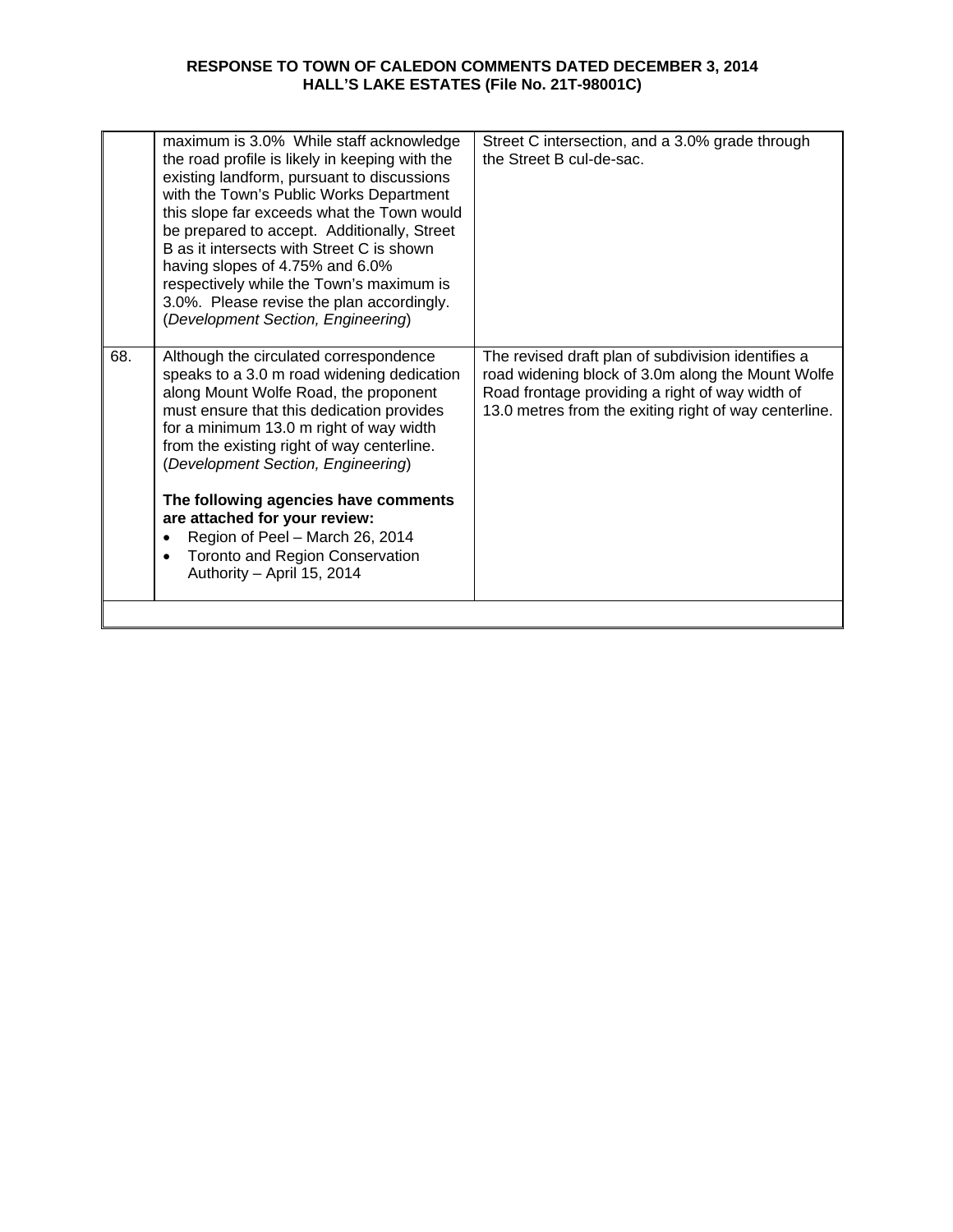| | | |
|---|---|---|
| | maximum is 3.0% While staff acknowledge the road profile is likely in keeping with the existing landform, pursuant to discussions with the Town's Public Works Department this slope far exceeds what the Town would be prepared to accept. Additionally, Street B as it intersects with Street C is shown having slopes of 4.75% and 6.0% respectively while the Town's maximum is 3.0%. Please revise the plan accordingly. (*Development Section, Engineering*) | Street C intersection, and a 3.0% grade through the Street B cul-de-sac. |
| 68. | Although the circulated correspondence speaks to a 3.0 m road widening dedication along Mount Wolfe Road, the proponent must ensure that this dedication provides for a minimum 13.0 m right of way width from the existing right of way centerline. (*Development Section, Engineering*)<br><br>**The following agencies have comments are attached for your review:**<br>• Region of Peel – March 26, 2014<br>• Toronto and Region Conservation Authority – April 15, 2014 | The revised draft plan of subdivision identifies a road widening block of 3.0m along the Mount Wolfe Road frontage providing a right of way width of 13.0 metres from the exiting right of way centerline. |
| | | |